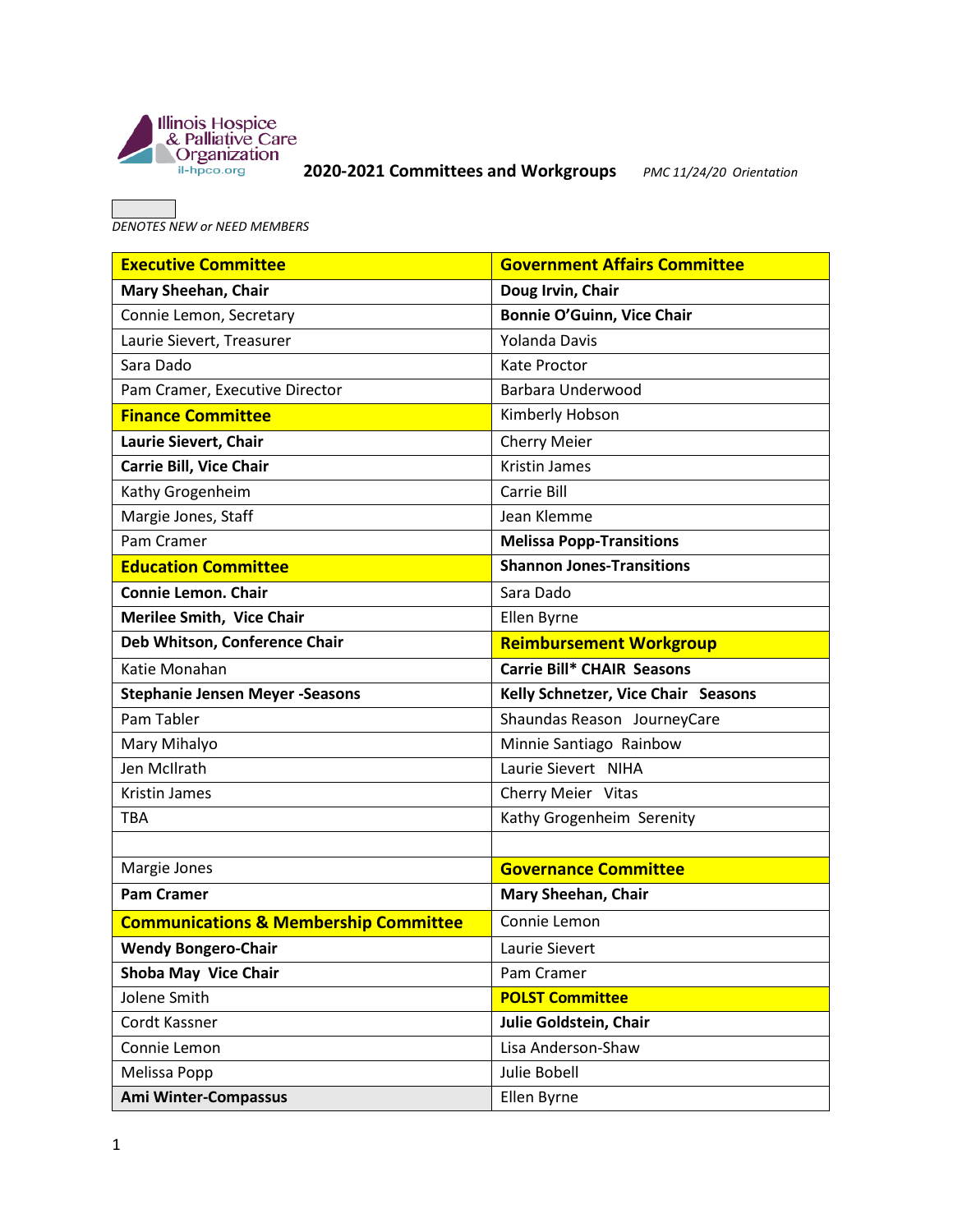Illinois Hospice & Palliative Care Organization
il-hpco.org

**2020-2021 Committees and Workgroups** *PMC 11/24/20 Orientation*

*DENOTES NEW or NEED MEMBERS*

| **Executive Committee** | **Government Affairs Committee** |
|---|---|
| **Mary Sheehan, Chair** | **Doug Irvin, Chair** |
| Connie Lemon, Secretary | **Bonnie O'Guinn, Vice Chair** |
| Laurie Sievert, Treasurer | Yolanda Davis |
| Sara Dado | Kate Proctor |
| Pam Cramer, Executive Director | Barbara Underwood |
| **Finance Committee** | Kimberly Hobson |
| **Laurie Sievert, Chair** | Cherry Meier |
| **Carrie Bill, Vice Chair** | Kristin James |
| Kathy Grogenheim | Carrie Bill |
| Margie Jones, Staff | Jean Klemme |
| Pam Cramer | **Melissa Popp-Transitions** |
| **Education Committee** | **Shannon Jones-Transitions** |
| **Connie Lemon. Chair** | Sara Dado |
| **Merilee Smith, Vice Chair** | Ellen Byrne |
| **Deb Whitson, Conference Chair** | **Reimbursement Workgroup** |
| Katie Monahan | **Carrie Bill* CHAIR Seasons** |
| **Stephanie Jensen Meyer -Seasons** | **Kelly Schnetzer, Vice Chair Seasons** |
| Pam Tabler | Shaundas Reason JourneyCare |
| Mary Mihalyo | Minnie Santiago Rainbow |
| Jen McIlrath | Laurie Sievert NIHA |
| Kristin James | Cherry Meier Vitas |
| TBA | Kathy Grogenheim Serenity |
| | |
| Margie Jones | **Governance Committee** |
| **Pam Cramer** | **Mary Sheehan, Chair** |
| **Communications & Membership Committee** | Connie Lemon |
| **Wendy Bongero-Chair** | Laurie Sievert |
| **Shoba May Vice Chair** | Pam Cramer |
| Jolene Smith | **POLST Committee** |
| Cordt Kassner | **Julie Goldstein, Chair** |
| Connie Lemon | Lisa Anderson-Shaw |
| Melissa Popp | Julie Bobell |
| **Ami Winter-Compassus** | Ellen Byrne |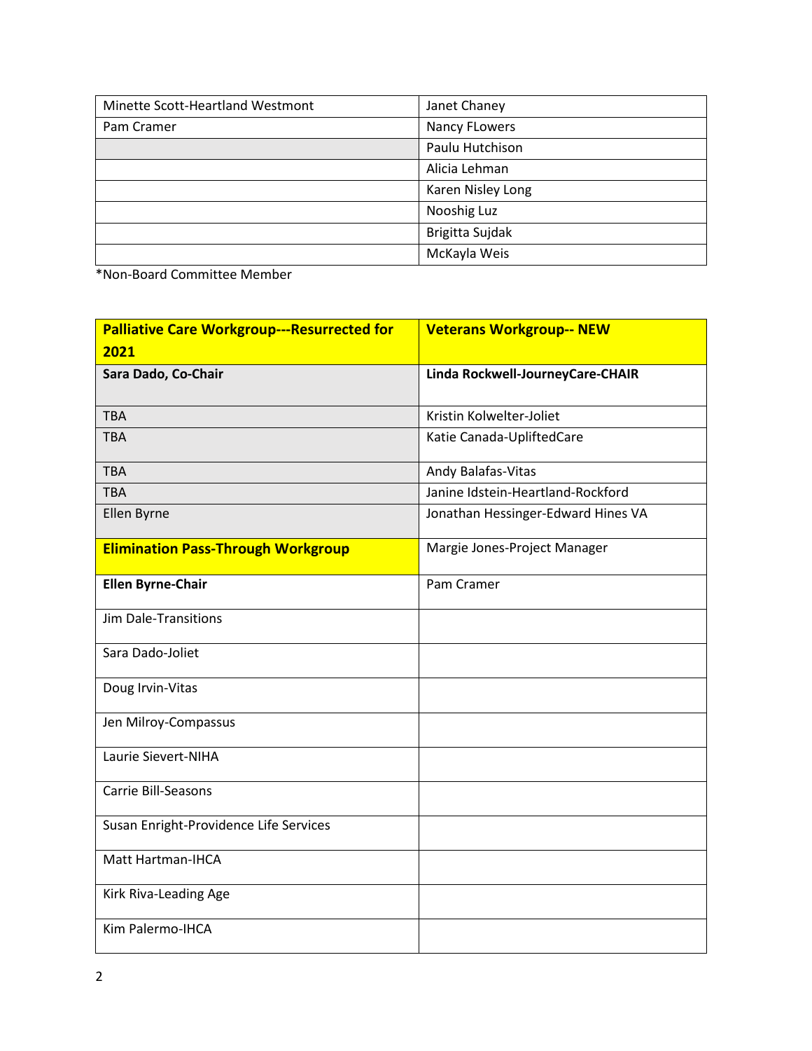| Minette Scott-Heartland Westmont | Janet Chaney |
|---|---|
| Pam Cramer | Nancy FLowers |
| | Paulu Hutchison |
| | Alicia Lehman |
| | Karen Nisley Long |
| | Nooshig Luz |
| | Brigitta Sujdak |
| | McKayla Weis |

*Non-Board Committee Member

| **Palliative Care Workgroup---Resurrected for 2021** | **Veterans Workgroup-- NEW** |
|---|---|
| **Sara Dado, Co-Chair** | **Linda Rockwell-JourneyCare-CHAIR** |
| TBA | Kristin Kolwelter-Joliet |
| TBA | Katie Canada-UpliftedCare |
| TBA | Andy Balafas-Vitas |
| TBA | Janine Idstein-Heartland-Rockford |
| Ellen Byrne | Jonathan Hessinger-Edward Hines VA |
| **Elimination Pass-Through Workgroup** | Margie Jones-Project Manager |
| **Ellen Byrne-Chair** | Pam Cramer |
| Jim Dale-Transitions | |
| Sara Dado-Joliet | |
| Doug Irvin-Vitas | |
| Jen Milroy-Compassus | |
| Laurie Sievert-NIHA | |
| Carrie Bill-Seasons | |
| Susan Enright-Providence Life Services | |
| Matt Hartman-IHCA | |
| Kirk Riva-Leading Age | |
| Kim Palermo-IHCA | |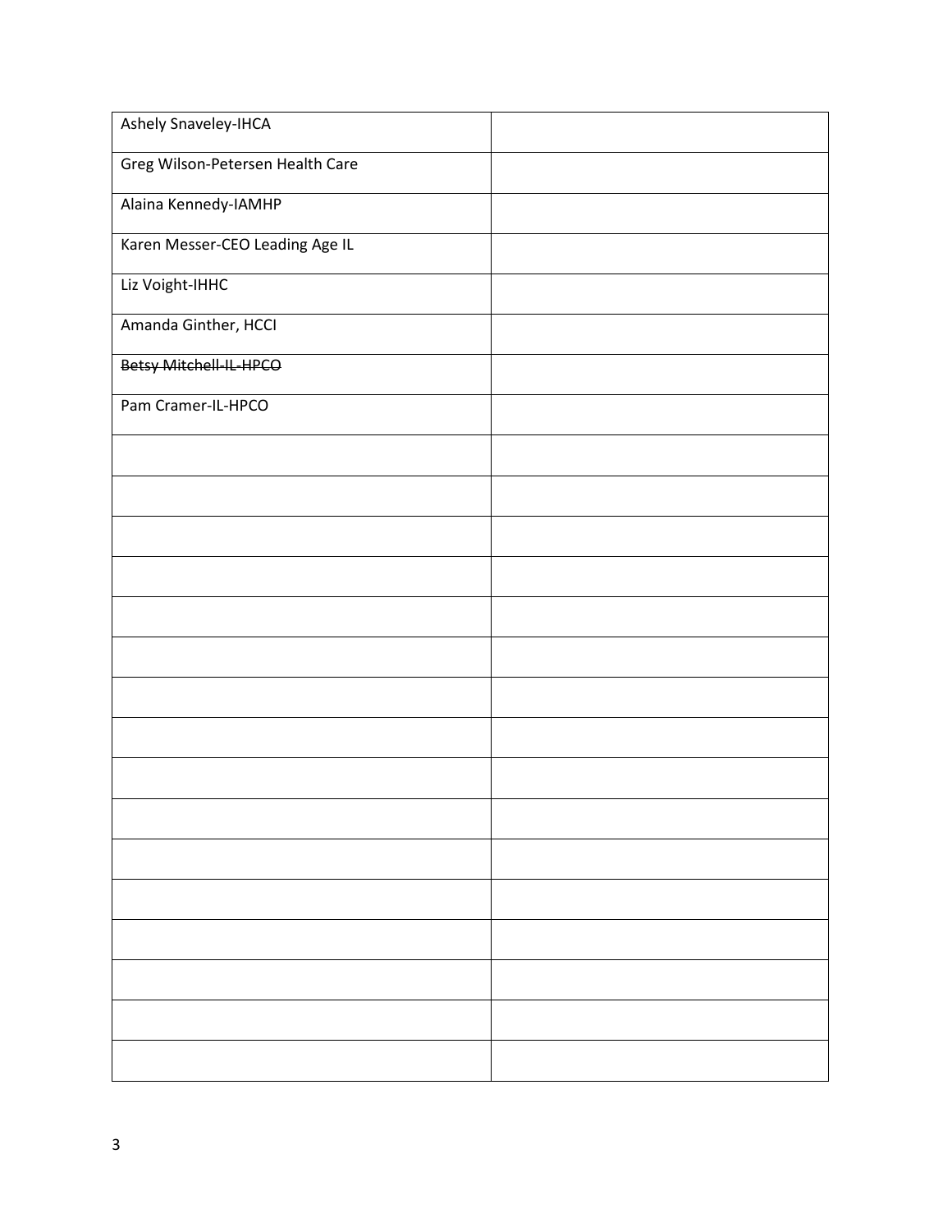| | |
|---|---|
| Ashely Snaveley-IHCA | |
| Greg Wilson-Petersen Health Care | |
| Alaina Kennedy-IAMHP | |
| Karen Messer-CEO Leading Age IL | |
| Liz Voight-IHHC | |
| Amanda Ginther, HCCI | |
| ~~Betsy Mitchell-IL-HPCO~~ | |
| Pam Cramer-IL-HPCO | |
| | |
| | |
| | |
| | |
| | |
| | |
| | |
| | |
| | |
| | |
| | |
| | |
| | |
| | |
| | |
| | |